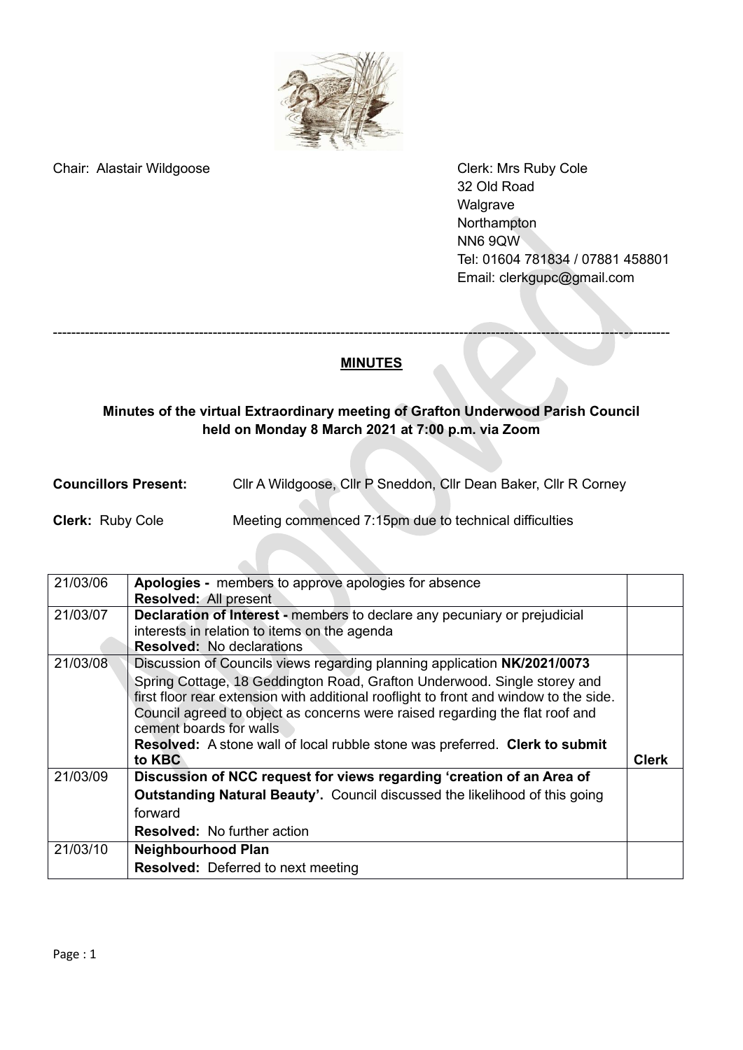Chair: Alastair Wildgoose

Clerk: Mrs Ruby Cole
32 Old Road
Walgrave
Northampton
NN6 9QW
Tel: 01604 781834 / 07881 458801
Email: clerkgupc@gmail.com

---

## MINUTES

### Minutes of the virtual Extraordinary meeting of Grafton Underwood Parish Council held on Monday 8 March 2021 at 7:00 p.m. via Zoom

**Councillors Present:** Cllr A Wildgoose, Cllr P Sneddon, Cllr Dean Baker, Cllr R Corney

**Clerk:** Ruby Cole — Meeting commenced 7:15pm due to technical difficulties

| | | |
|---|---|---|
| 21/03/06 | **Apologies -** members to approve apologies for absence<br>**Resolved:** All present | |
| 21/03/07 | **Declaration of Interest -** members to declare any pecuniary or prejudicial interests in relation to items on the agenda<br>**Resolved:** No declarations | |
| 21/03/08 | Discussion of Councils views regarding planning application **NK/2021/0073**<br>Spring Cottage, 18 Geddington Road, Grafton Underwood. Single storey and first floor rear extension with additional rooflight to front and window to the side. Council agreed to object as concerns were raised regarding the flat roof and cement boards for walls<br>**Resolved:** A stone wall of local rubble stone was preferred. **Clerk to submit to KBC** | **Clerk** |
| 21/03/09 | **Discussion of NCC request for views regarding 'creation of an Area of Outstanding Natural Beauty'.** Council discussed the likelihood of this going forward<br>**Resolved:** No further action | |
| 21/03/10 | **Neighbourhood Plan**<br>**Resolved:** Deferred to next meeting | |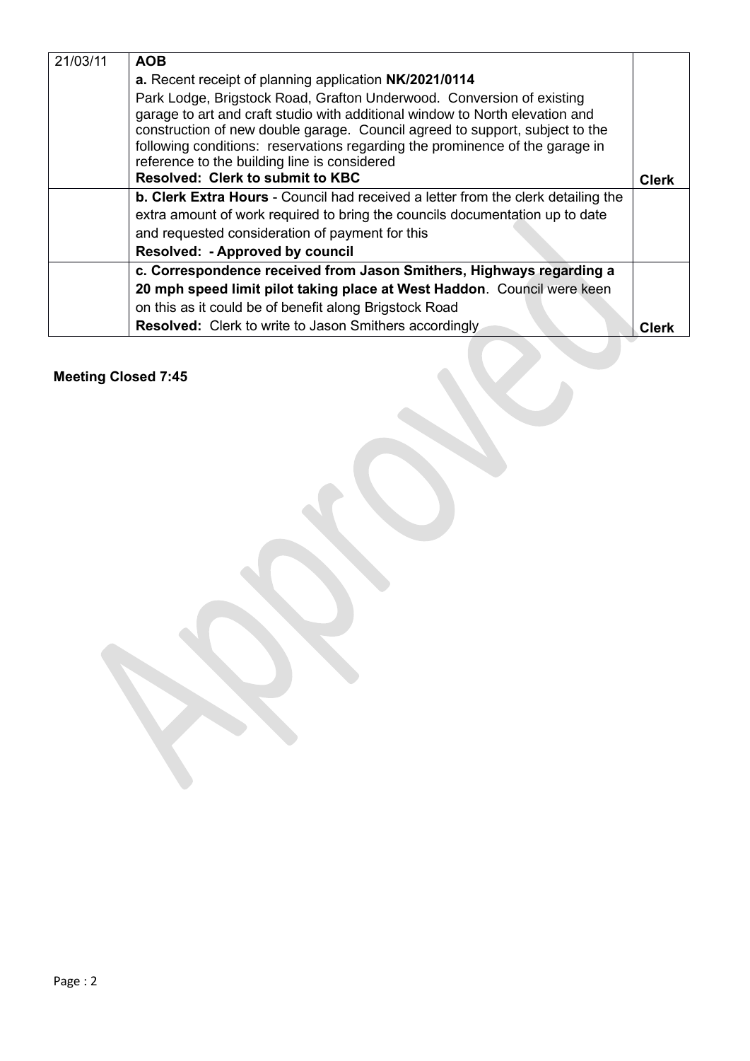| | | |
|---|---|---|
| 21/03/11 | **AOB**<br>**a.** Recent receipt of planning application **NK/2021/0114**<br>Park Lodge, Brigstock Road, Grafton Underwood. Conversion of existing garage to art and craft studio with additional window to North elevation and construction of new double garage. Council agreed to support, subject to the following conditions: reservations regarding the prominence of the garage in reference to the building line is considered<br>**Resolved: Clerk to submit to KBC** | **Clerk** |
| | **b. Clerk Extra Hours** - Council had received a letter from the clerk detailing the extra amount of work required to bring the councils documentation up to date and requested consideration of payment for this<br>**Resolved: - Approved by council** | |
| | **c. Correspondence received from Jason Smithers, Highways regarding a 20 mph speed limit pilot taking place at West Haddon**. Council were keen on this as it could be of benefit along Brigstock Road<br>**Resolved:** Clerk to write to Jason Smithers accordingly | **Clerk** |

**Meeting Closed 7:45**